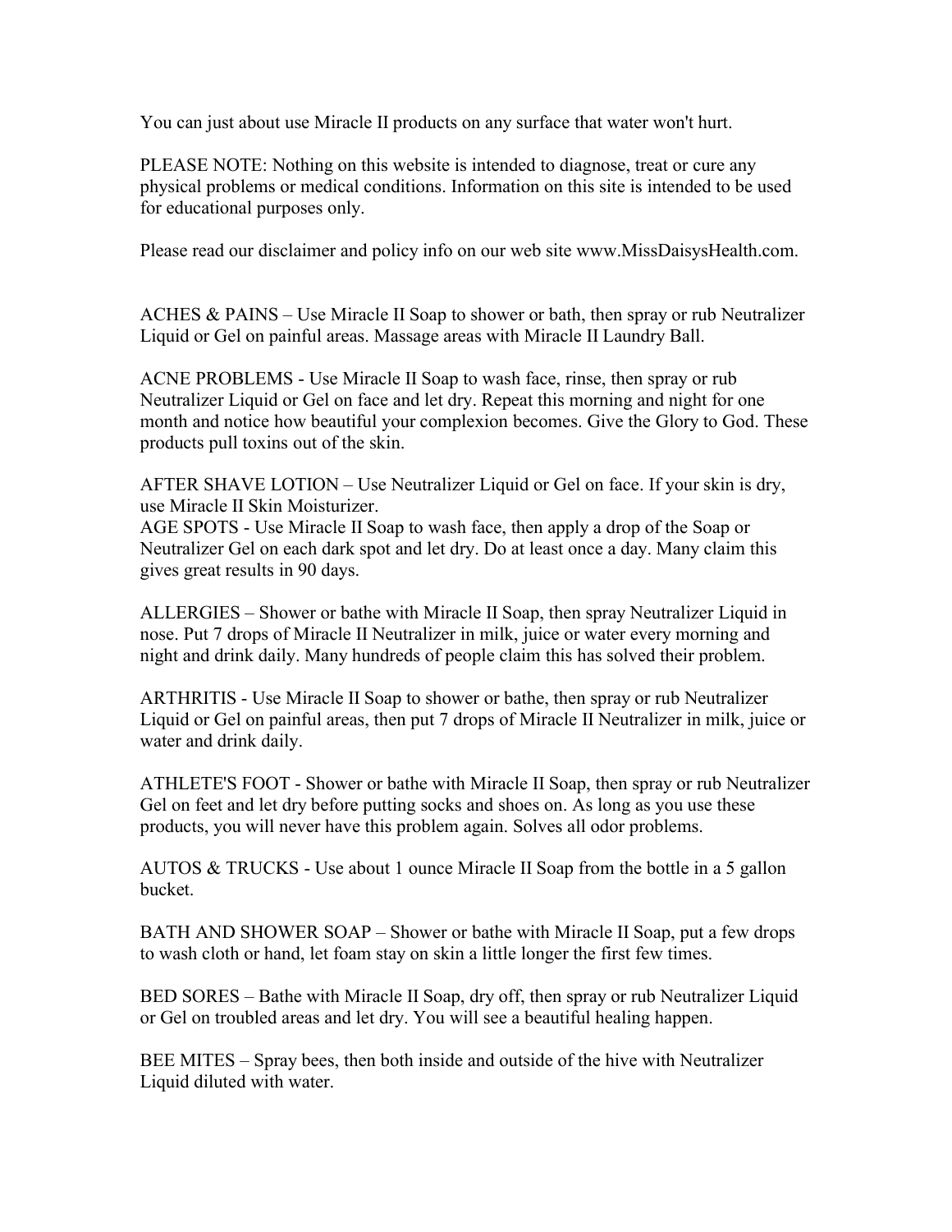You can just about use Miracle II products on any surface that water won't hurt.

PLEASE NOTE: Nothing on this website is intended to diagnose, treat or cure any physical problems or medical conditions. Information on this site is intended to be used for educational purposes only.

Please read our disclaimer and policy info on our web site www.MissDaisysHealth.com.

ACHES & PAINS – Use Miracle II Soap to shower or bath, then spray or rub Neutralizer Liquid or Gel on painful areas. Massage areas with Miracle II Laundry Ball.

ACNE PROBLEMS - Use Miracle II Soap to wash face, rinse, then spray or rub Neutralizer Liquid or Gel on face and let dry. Repeat this morning and night for one month and notice how beautiful your complexion becomes. Give the Glory to God. These products pull toxins out of the skin.

AFTER SHAVE LOTION – Use Neutralizer Liquid or Gel on face. If your skin is dry, use Miracle II Skin Moisturizer.
AGE SPOTS - Use Miracle II Soap to wash face, then apply a drop of the Soap or Neutralizer Gel on each dark spot and let dry. Do at least once a day. Many claim this gives great results in 90 days.

ALLERGIES – Shower or bathe with Miracle II Soap, then spray Neutralizer Liquid in nose. Put 7 drops of Miracle II Neutralizer in milk, juice or water every morning and night and drink daily. Many hundreds of people claim this has solved their problem.

ARTHRITIS - Use Miracle II Soap to shower or bathe, then spray or rub Neutralizer Liquid or Gel on painful areas, then put 7 drops of Miracle II Neutralizer in milk, juice or water and drink daily.

ATHLETE'S FOOT - Shower or bathe with Miracle II Soap, then spray or rub Neutralizer Gel on feet and let dry before putting socks and shoes on. As long as you use these products, you will never have this problem again. Solves all odor problems.

AUTOS & TRUCKS - Use about 1 ounce Miracle II Soap from the bottle in a 5 gallon bucket.

BATH AND SHOWER SOAP – Shower or bathe with Miracle II Soap, put a few drops to wash cloth or hand, let foam stay on skin a little longer the first few times.

BED SORES – Bathe with Miracle II Soap, dry off, then spray or rub Neutralizer Liquid or Gel on troubled areas and let dry. You will see a beautiful healing happen.

BEE MITES – Spray bees, then both inside and outside of the hive with Neutralizer Liquid diluted with water.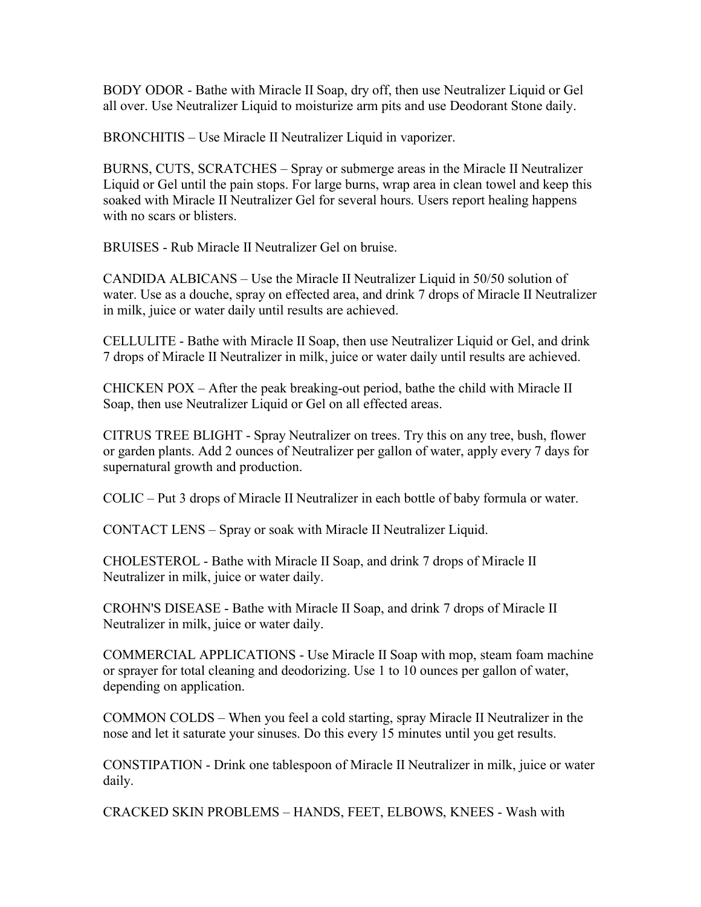BODY ODOR - Bathe with Miracle II Soap, dry off, then use Neutralizer Liquid or Gel all over. Use Neutralizer Liquid to moisturize arm pits and use Deodorant Stone daily.

BRONCHITIS – Use Miracle II Neutralizer Liquid in vaporizer.

BURNS, CUTS, SCRATCHES – Spray or submerge areas in the Miracle II Neutralizer Liquid or Gel until the pain stops. For large burns, wrap area in clean towel and keep this soaked with Miracle II Neutralizer Gel for several hours. Users report healing happens with no scars or blisters.

BRUISES - Rub Miracle II Neutralizer Gel on bruise.

CANDIDA ALBICANS – Use the Miracle II Neutralizer Liquid in 50/50 solution of water. Use as a douche, spray on effected area, and drink 7 drops of Miracle II Neutralizer in milk, juice or water daily until results are achieved.

CELLULITE - Bathe with Miracle II Soap, then use Neutralizer Liquid or Gel, and drink 7 drops of Miracle II Neutralizer in milk, juice or water daily until results are achieved.

CHICKEN POX – After the peak breaking-out period, bathe the child with Miracle II Soap, then use Neutralizer Liquid or Gel on all effected areas.

CITRUS TREE BLIGHT - Spray Neutralizer on trees. Try this on any tree, bush, flower or garden plants. Add 2 ounces of Neutralizer per gallon of water, apply every 7 days for supernatural growth and production.

COLIC – Put 3 drops of Miracle II Neutralizer in each bottle of baby formula or water.

CONTACT LENS – Spray or soak with Miracle II Neutralizer Liquid.

CHOLESTEROL - Bathe with Miracle II Soap, and drink 7 drops of Miracle II Neutralizer in milk, juice or water daily.

CROHN'S DISEASE - Bathe with Miracle II Soap, and drink 7 drops of Miracle II Neutralizer in milk, juice or water daily.

COMMERCIAL APPLICATIONS - Use Miracle II Soap with mop, steam foam machine or sprayer for total cleaning and deodorizing. Use 1 to 10 ounces per gallon of water, depending on application.

COMMON COLDS – When you feel a cold starting, spray Miracle II Neutralizer in the nose and let it saturate your sinuses. Do this every 15 minutes until you get results.

CONSTIPATION - Drink one tablespoon of Miracle II Neutralizer in milk, juice or water daily.

CRACKED SKIN PROBLEMS – HANDS, FEET, ELBOWS, KNEES - Wash with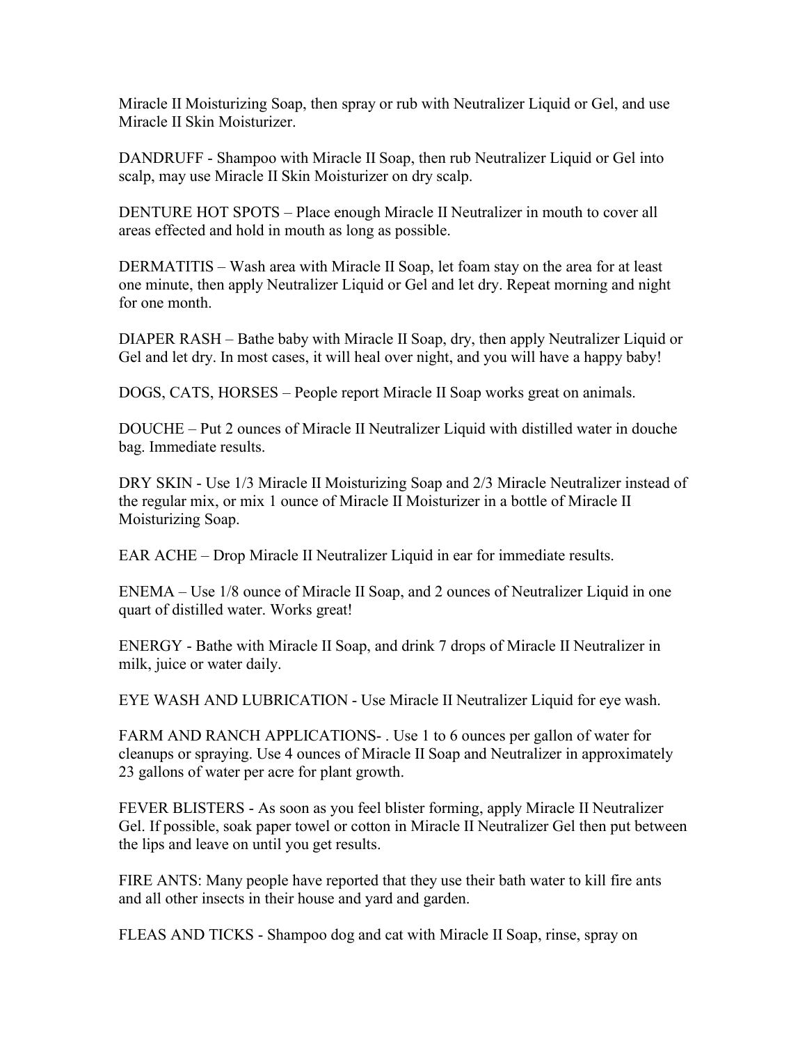Miracle II Moisturizing Soap, then spray or rub with Neutralizer Liquid or Gel, and use Miracle II Skin Moisturizer.

DANDRUFF - Shampoo with Miracle II Soap, then rub Neutralizer Liquid or Gel into scalp, may use Miracle II Skin Moisturizer on dry scalp.

DENTURE HOT SPOTS – Place enough Miracle II Neutralizer in mouth to cover all areas effected and hold in mouth as long as possible.

DERMATITIS – Wash area with Miracle II Soap, let foam stay on the area for at least one minute, then apply Neutralizer Liquid or Gel and let dry. Repeat morning and night for one month.

DIAPER RASH – Bathe baby with Miracle II Soap, dry, then apply Neutralizer Liquid or Gel and let dry. In most cases, it will heal over night, and you will have a happy baby!

DOGS, CATS, HORSES – People report Miracle II Soap works great on animals.

DOUCHE – Put 2 ounces of Miracle II Neutralizer Liquid with distilled water in douche bag. Immediate results.

DRY SKIN - Use 1/3 Miracle II Moisturizing Soap and 2/3 Miracle Neutralizer instead of the regular mix, or mix 1 ounce of Miracle II Moisturizer in a bottle of Miracle II Moisturizing Soap.

EAR ACHE – Drop Miracle II Neutralizer Liquid in ear for immediate results.

ENEMA – Use 1/8 ounce of Miracle II Soap, and 2 ounces of Neutralizer Liquid in one quart of distilled water. Works great!

ENERGY - Bathe with Miracle II Soap, and drink 7 drops of Miracle II Neutralizer in milk, juice or water daily.

EYE WASH AND LUBRICATION - Use Miracle II Neutralizer Liquid for eye wash.

FARM AND RANCH APPLICATIONS- . Use 1 to 6 ounces per gallon of water for cleanups or spraying. Use 4 ounces of Miracle II Soap and Neutralizer in approximately 23 gallons of water per acre for plant growth.

FEVER BLISTERS - As soon as you feel blister forming, apply Miracle II Neutralizer Gel. If possible, soak paper towel or cotton in Miracle II Neutralizer Gel then put between the lips and leave on until you get results.

FIRE ANTS: Many people have reported that they use their bath water to kill fire ants and all other insects in their house and yard and garden.

FLEAS AND TICKS - Shampoo dog and cat with Miracle II Soap, rinse, spray on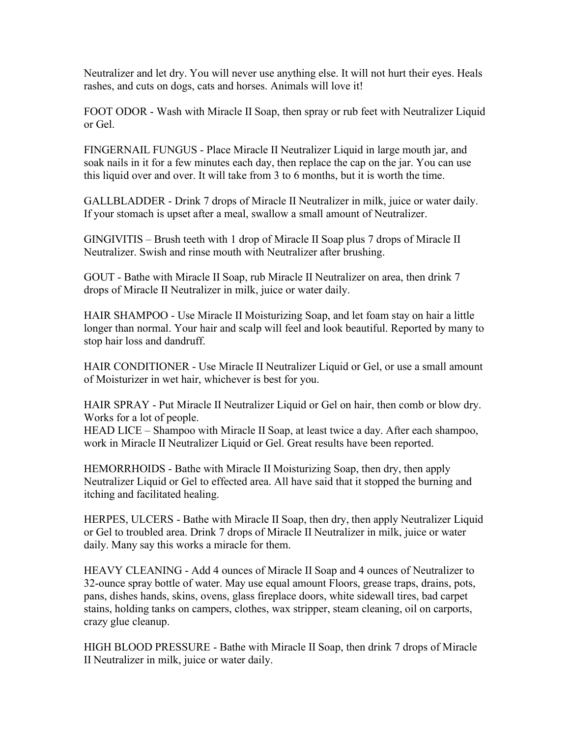Neutralizer and let dry. You will never use anything else. It will not hurt their eyes. Heals rashes, and cuts on dogs, cats and horses. Animals will love it!

FOOT ODOR - Wash with Miracle II Soap, then spray or rub feet with Neutralizer Liquid or Gel.

FINGERNAIL FUNGUS - Place Miracle II Neutralizer Liquid in large mouth jar, and soak nails in it for a few minutes each day, then replace the cap on the jar. You can use this liquid over and over. It will take from 3 to 6 months, but it is worth the time.

GALLBLADDER - Drink 7 drops of Miracle II Neutralizer in milk, juice or water daily. If your stomach is upset after a meal, swallow a small amount of Neutralizer.

GINGIVITIS – Brush teeth with 1 drop of Miracle II Soap plus 7 drops of Miracle II Neutralizer. Swish and rinse mouth with Neutralizer after brushing.

GOUT - Bathe with Miracle II Soap, rub Miracle II Neutralizer on area, then drink 7 drops of Miracle II Neutralizer in milk, juice or water daily.

HAIR SHAMPOO - Use Miracle II Moisturizing Soap, and let foam stay on hair a little longer than normal. Your hair and scalp will feel and look beautiful. Reported by many to stop hair loss and dandruff.

HAIR CONDITIONER - Use Miracle II Neutralizer Liquid or Gel, or use a small amount of Moisturizer in wet hair, whichever is best for you.

HAIR SPRAY - Put Miracle II Neutralizer Liquid or Gel on hair, then comb or blow dry. Works for a lot of people.
HEAD LICE – Shampoo with Miracle II Soap, at least twice a day. After each shampoo, work in Miracle II Neutralizer Liquid or Gel. Great results have been reported.

HEMORRHOIDS - Bathe with Miracle II Moisturizing Soap, then dry, then apply Neutralizer Liquid or Gel to effected area. All have said that it stopped the burning and itching and facilitated healing.

HERPES, ULCERS - Bathe with Miracle II Soap, then dry, then apply Neutralizer Liquid or Gel to troubled area. Drink 7 drops of Miracle II Neutralizer in milk, juice or water daily. Many say this works a miracle for them.

HEAVY CLEANING - Add 4 ounces of Miracle II Soap and 4 ounces of Neutralizer to 32-ounce spray bottle of water. May use equal amount Floors, grease traps, drains, pots, pans, dishes hands, skins, ovens, glass fireplace doors, white sidewall tires, bad carpet stains, holding tanks on campers, clothes, wax stripper, steam cleaning, oil on carports, crazy glue cleanup.

HIGH BLOOD PRESSURE - Bathe with Miracle II Soap, then drink 7 drops of Miracle II Neutralizer in milk, juice or water daily.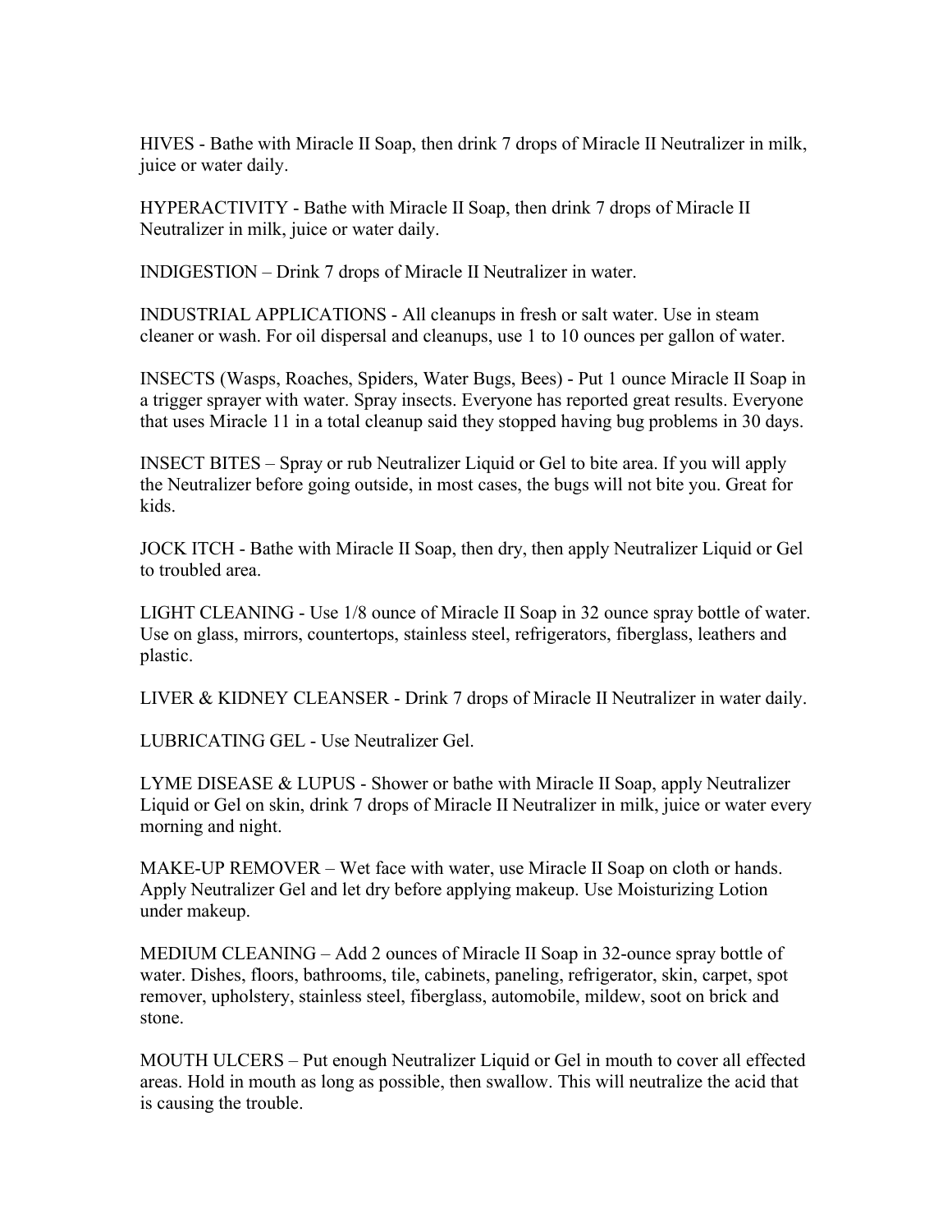HIVES - Bathe with Miracle II Soap, then drink 7 drops of Miracle II Neutralizer in milk, juice or water daily.

HYPERACTIVITY - Bathe with Miracle II Soap, then drink 7 drops of Miracle II Neutralizer in milk, juice or water daily.

INDIGESTION – Drink 7 drops of Miracle II Neutralizer in water.

INDUSTRIAL APPLICATIONS - All cleanups in fresh or salt water. Use in steam cleaner or wash. For oil dispersal and cleanups, use 1 to 10 ounces per gallon of water.

INSECTS (Wasps, Roaches, Spiders, Water Bugs, Bees) - Put 1 ounce Miracle II Soap in a trigger sprayer with water. Spray insects. Everyone has reported great results. Everyone that uses Miracle 11 in a total cleanup said they stopped having bug problems in 30 days.

INSECT BITES – Spray or rub Neutralizer Liquid or Gel to bite area. If you will apply the Neutralizer before going outside, in most cases, the bugs will not bite you. Great for kids.

JOCK ITCH - Bathe with Miracle II Soap, then dry, then apply Neutralizer Liquid or Gel to troubled area.

LIGHT CLEANING - Use 1/8 ounce of Miracle II Soap in 32 ounce spray bottle of water. Use on glass, mirrors, countertops, stainless steel, refrigerators, fiberglass, leathers and plastic.

LIVER & KIDNEY CLEANSER - Drink 7 drops of Miracle II Neutralizer in water daily.

LUBRICATING GEL - Use Neutralizer Gel.

LYME DISEASE & LUPUS - Shower or bathe with Miracle II Soap, apply Neutralizer Liquid or Gel on skin, drink 7 drops of Miracle II Neutralizer in milk, juice or water every morning and night.

MAKE-UP REMOVER – Wet face with water, use Miracle II Soap on cloth or hands. Apply Neutralizer Gel and let dry before applying makeup. Use Moisturizing Lotion under makeup.

MEDIUM CLEANING – Add 2 ounces of Miracle II Soap in 32-ounce spray bottle of water. Dishes, floors, bathrooms, tile, cabinets, paneling, refrigerator, skin, carpet, spot remover, upholstery, stainless steel, fiberglass, automobile, mildew, soot on brick and stone.

MOUTH ULCERS – Put enough Neutralizer Liquid or Gel in mouth to cover all effected areas. Hold in mouth as long as possible, then swallow. This will neutralize the acid that is causing the trouble.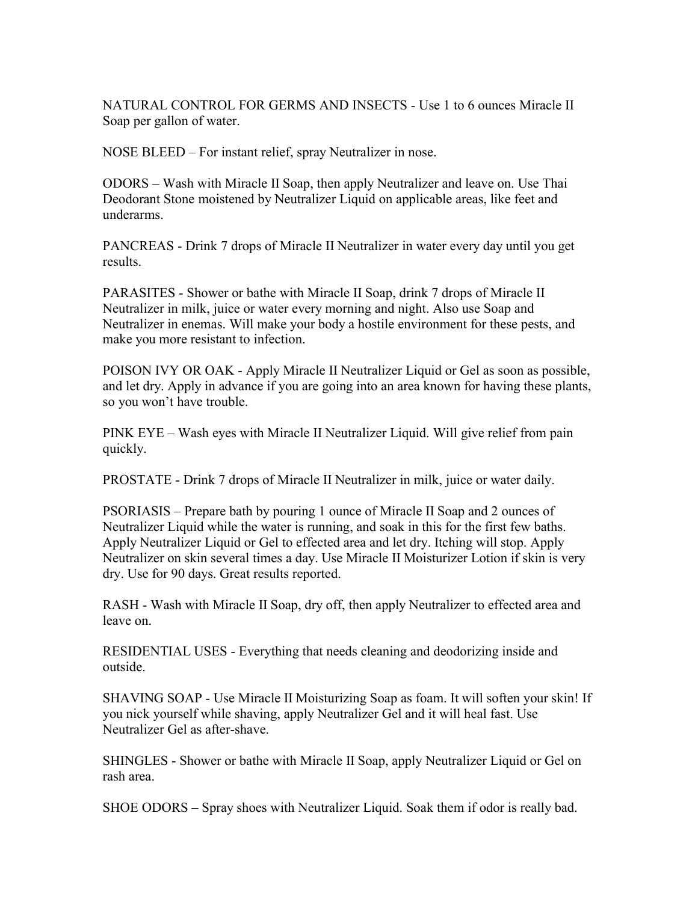NATURAL CONTROL FOR GERMS AND INSECTS - Use 1 to 6 ounces Miracle II Soap per gallon of water.

NOSE BLEED – For instant relief, spray Neutralizer in nose.

ODORS – Wash with Miracle II Soap, then apply Neutralizer and leave on. Use Thai Deodorant Stone moistened by Neutralizer Liquid on applicable areas, like feet and underarms.

PANCREAS - Drink 7 drops of Miracle II Neutralizer in water every day until you get results.

PARASITES - Shower or bathe with Miracle II Soap, drink 7 drops of Miracle II Neutralizer in milk, juice or water every morning and night. Also use Soap and Neutralizer in enemas. Will make your body a hostile environment for these pests, and make you more resistant to infection.

POISON IVY OR OAK - Apply Miracle II Neutralizer Liquid or Gel as soon as possible, and let dry. Apply in advance if you are going into an area known for having these plants, so you won't have trouble.

PINK EYE – Wash eyes with Miracle II Neutralizer Liquid. Will give relief from pain quickly.

PROSTATE - Drink 7 drops of Miracle II Neutralizer in milk, juice or water daily.

PSORIASIS – Prepare bath by pouring 1 ounce of Miracle II Soap and 2 ounces of Neutralizer Liquid while the water is running, and soak in this for the first few baths. Apply Neutralizer Liquid or Gel to effected area and let dry. Itching will stop. Apply Neutralizer on skin several times a day. Use Miracle II Moisturizer Lotion if skin is very dry. Use for 90 days. Great results reported.

RASH - Wash with Miracle II Soap, dry off, then apply Neutralizer to effected area and leave on.

RESIDENTIAL USES - Everything that needs cleaning and deodorizing inside and outside.

SHAVING SOAP - Use Miracle II Moisturizing Soap as foam. It will soften your skin! If you nick yourself while shaving, apply Neutralizer Gel and it will heal fast. Use Neutralizer Gel as after-shave.

SHINGLES - Shower or bathe with Miracle II Soap, apply Neutralizer Liquid or Gel on rash area.

SHOE ODORS – Spray shoes with Neutralizer Liquid. Soak them if odor is really bad.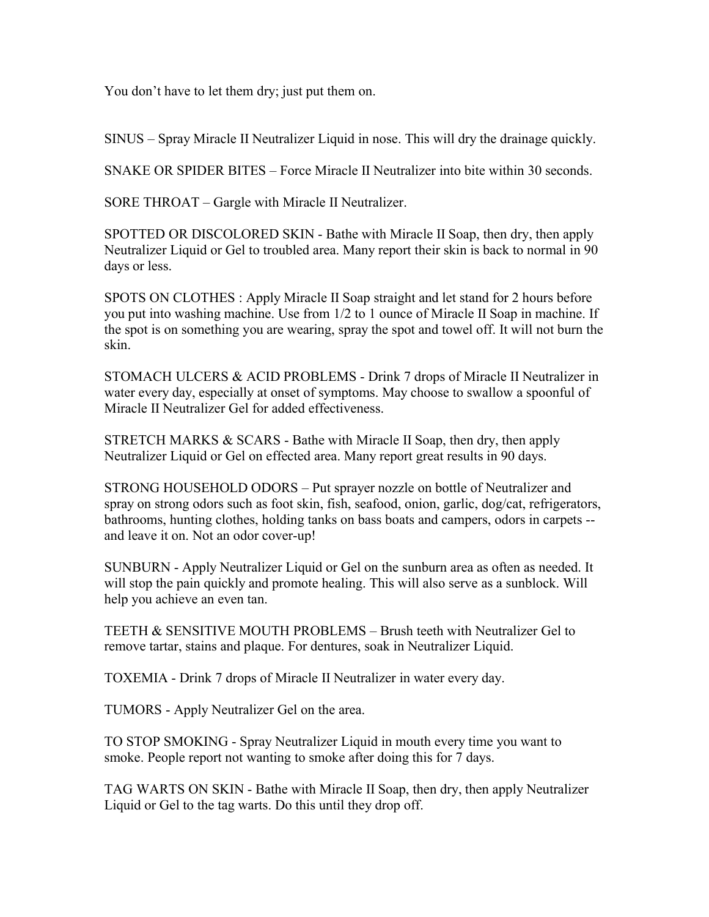You don't have to let them dry; just put them on.

SINUS – Spray Miracle II Neutralizer Liquid in nose. This will dry the drainage quickly.

SNAKE OR SPIDER BITES – Force Miracle II Neutralizer into bite within 30 seconds.

SORE THROAT – Gargle with Miracle II Neutralizer.

SPOTTED OR DISCOLORED SKIN - Bathe with Miracle II Soap, then dry, then apply Neutralizer Liquid or Gel to troubled area. Many report their skin is back to normal in 90 days or less.

SPOTS ON CLOTHES : Apply Miracle II Soap straight and let stand for 2 hours before you put into washing machine. Use from 1/2 to 1 ounce of Miracle II Soap in machine. If the spot is on something you are wearing, spray the spot and towel off. It will not burn the skin.

STOMACH ULCERS & ACID PROBLEMS - Drink 7 drops of Miracle II Neutralizer in water every day, especially at onset of symptoms. May choose to swallow a spoonful of Miracle II Neutralizer Gel for added effectiveness.

STRETCH MARKS & SCARS - Bathe with Miracle II Soap, then dry, then apply Neutralizer Liquid or Gel on effected area. Many report great results in 90 days.

STRONG HOUSEHOLD ODORS – Put sprayer nozzle on bottle of Neutralizer and spray on strong odors such as foot skin, fish, seafood, onion, garlic, dog/cat, refrigerators, bathrooms, hunting clothes, holding tanks on bass boats and campers, odors in carpets -- and leave it on. Not an odor cover-up!

SUNBURN - Apply Neutralizer Liquid or Gel on the sunburn area as often as needed. It will stop the pain quickly and promote healing. This will also serve as a sunblock. Will help you achieve an even tan.

TEETH & SENSITIVE MOUTH PROBLEMS – Brush teeth with Neutralizer Gel to remove tartar, stains and plaque. For dentures, soak in Neutralizer Liquid.

TOXEMIA - Drink 7 drops of Miracle II Neutralizer in water every day.

TUMORS - Apply Neutralizer Gel on the area.

TO STOP SMOKING - Spray Neutralizer Liquid in mouth every time you want to smoke. People report not wanting to smoke after doing this for 7 days.

TAG WARTS ON SKIN - Bathe with Miracle II Soap, then dry, then apply Neutralizer Liquid or Gel to the tag warts. Do this until they drop off.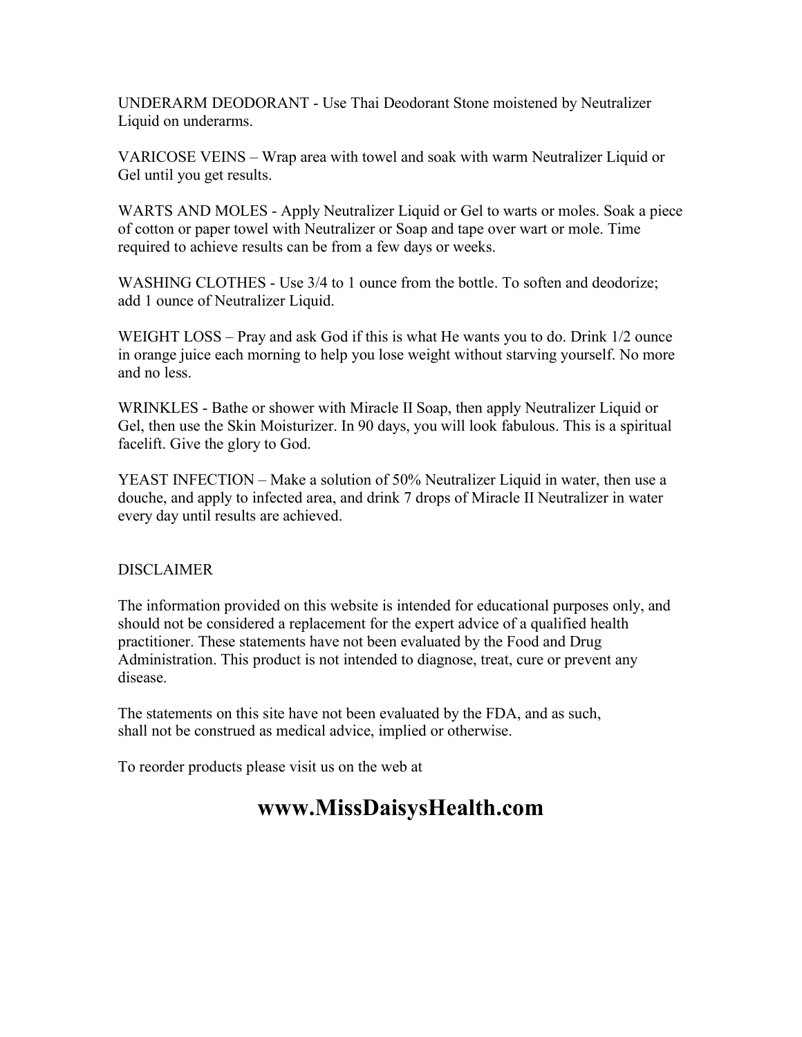UNDERARM DEODORANT - Use Thai Deodorant Stone moistened by Neutralizer Liquid on underarms.

VARICOSE VEINS – Wrap area with towel and soak with warm Neutralizer Liquid or Gel until you get results.

WARTS AND MOLES - Apply Neutralizer Liquid or Gel to warts or moles. Soak a piece of cotton or paper towel with Neutralizer or Soap and tape over wart or mole. Time required to achieve results can be from a few days or weeks.

WASHING CLOTHES - Use 3/4 to 1 ounce from the bottle. To soften and deodorize; add 1 ounce of Neutralizer Liquid.

WEIGHT LOSS – Pray and ask God if this is what He wants you to do. Drink 1/2 ounce in orange juice each morning to help you lose weight without starving yourself. No more and no less.

WRINKLES - Bathe or shower with Miracle II Soap, then apply Neutralizer Liquid or Gel, then use the Skin Moisturizer. In 90 days, you will look fabulous. This is a spiritual facelift. Give the glory to God.

YEAST INFECTION – Make a solution of 50% Neutralizer Liquid in water, then use a douche, and apply to infected area, and drink 7 drops of Miracle II Neutralizer in water every day until results are achieved.

DISCLAIMER

The information provided on this website is intended for educational purposes only, and should not be considered a replacement for the expert advice of a qualified health practitioner. These statements have not been evaluated by the Food and Drug Administration. This product is not intended to diagnose, treat, cure or prevent any disease.

The statements on this site have not been evaluated by the FDA, and as such, shall not be construed as medical advice, implied or otherwise.

To reorder products please visit us on the web at

## **www.MissDaisysHealth.com**